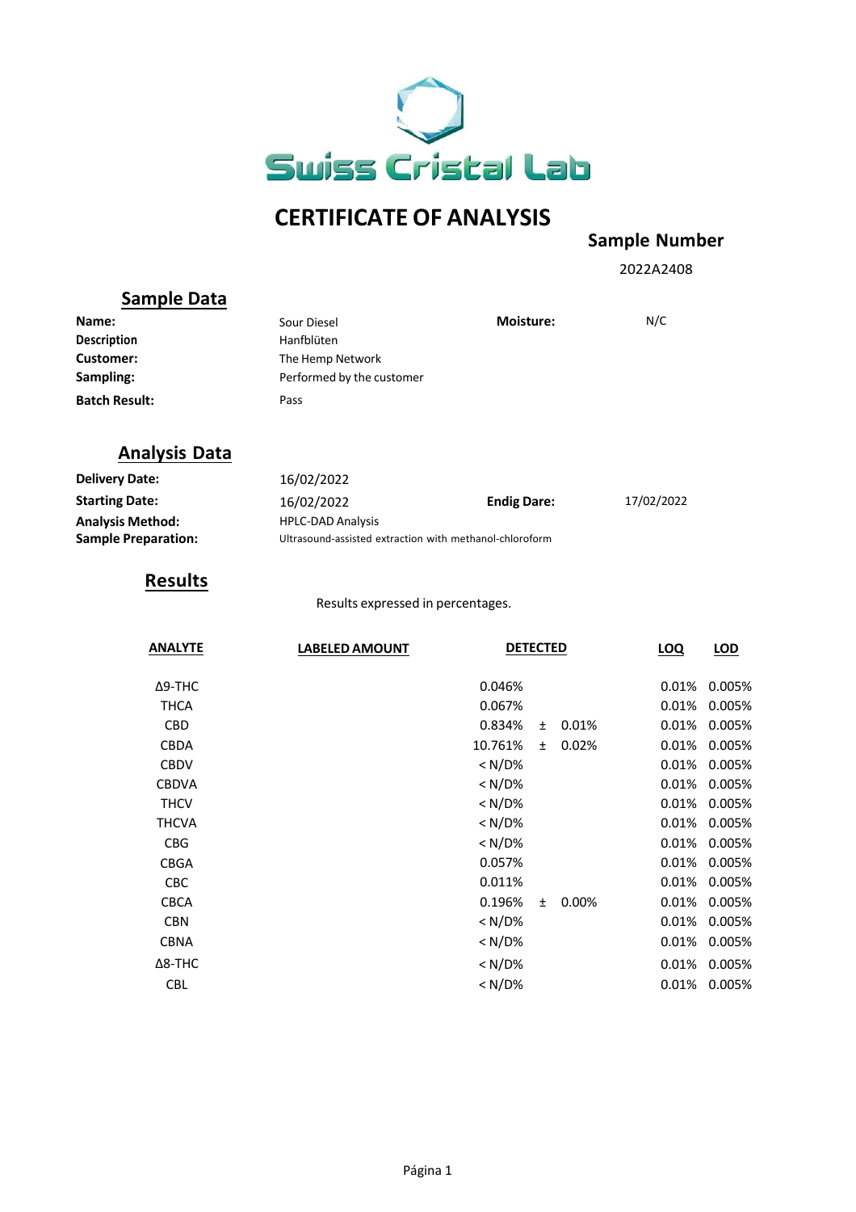Swiss Cristal Lab

# CERTIFICATE OF ANALYSIS

**Sample Number**

2022A2408

## Sample Data

| | | | |
|---|---|---|---|
| **Name:** | Sour Diesel | **Moisture:** | N/C |
| **Description** | Hanfblüten | | |
| **Customer:** | The Hemp Network | | |
| **Sampling:** | Performed by the customer | | |
| **Batch Result:** | Pass | | |

## Analysis Data

| | | | |
|---|---|---|---|
| **Delivery Date:** | 16/02/2022 | | |
| **Starting Date:** | 16/02/2022 | **Endig Dare:** | 17/02/2022 |
| **Analysis Method:** | HPLC-DAD Analysis | | |
| **Sample Preparation:** | Ultrasound-assisted extraction with methanol-chloroform | | |

## Results

Results expressed in percentages.

| ANALYTE | LABELED AMOUNT | DETECTED | | | LOQ | LOD |
|---|---|---|---|---|---|---|
| Δ9-THC | | 0.046% | | | 0.01% | 0.005% |
| THCA | | 0.067% | | | 0.01% | 0.005% |
| CBD | | 0.834% | ± | 0.01% | 0.01% | 0.005% |
| CBDA | | 10.761% | ± | 0.02% | 0.01% | 0.005% |
| CBDV | | < N/D% | | | 0.01% | 0.005% |
| CBDVA | | < N/D% | | | 0.01% | 0.005% |
| THCV | | < N/D% | | | 0.01% | 0.005% |
| THCVA | | < N/D% | | | 0.01% | 0.005% |
| CBG | | < N/D% | | | 0.01% | 0.005% |
| CBGA | | 0.057% | | | 0.01% | 0.005% |
| CBC | | 0.011% | | | 0.01% | 0.005% |
| CBCA | | 0.196% | ± | 0.00% | 0.01% | 0.005% |
| CBN | | < N/D% | | | 0.01% | 0.005% |
| CBNA | | < N/D% | | | 0.01% | 0.005% |
| Δ8-THC | | < N/D% | | | 0.01% | 0.005% |
| CBL | | < N/D% | | | 0.01% | 0.005% |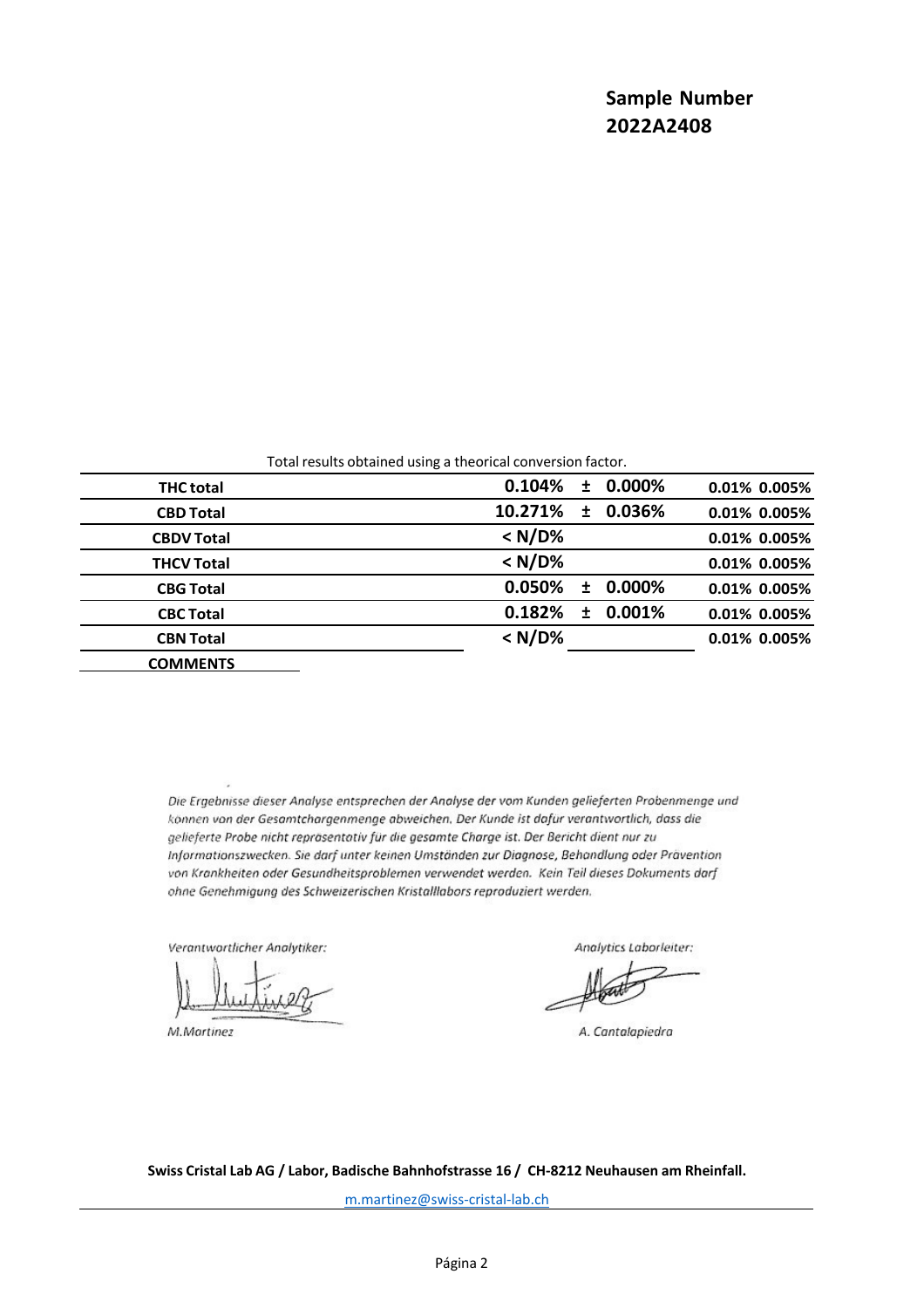**Sample Number**
**2022A2408**

Total results obtained using a theorical conversion factor.

| | | | | | |
|---|---|---|---|---|---|
| **THC total** | **0.104%** | **±** | **0.000%** | **0.01%** | **0.005%** |
| **CBD Total** | **10.271%** | **±** | **0.036%** | **0.01%** | **0.005%** |
| **CBDV Total** | **< N/D%** | | | **0.01%** | **0.005%** |
| **THCV Total** | **< N/D%** | | | **0.01%** | **0.005%** |
| **CBG Total** | **0.050%** | **±** | **0.000%** | **0.01%** | **0.005%** |
| **CBC Total** | **0.182%** | **±** | **0.001%** | **0.01%** | **0.005%** |
| **CBN Total** | **< N/D%** | | | **0.01%** | **0.005%** |

**COMMENTS**

*Die Ergebnisse dieser Analyse entsprechen der Analyse der vom Kunden gelieferten Probenmenge und können von der Gesamtchargenmenge abweichen. Der Kunde ist dafür verantwortlich, dass die gelieferte Probe nicht repräsentativ für die gesamte Charge ist. Der Bericht dient nur zu Informationszwecken. Sie darf unter keinen Umständen zur Diagnose, Behandlung oder Prävention von Krankheiten oder Gesundheitsproblemen verwendet werden. Kein Teil dieses Dokuments darf ohne Genehmigung des Schweizerischen Kristalllabors reproduziert werden.*

*Verantwortlicher Analytiker:*

*M.Martinez*

*Analytics Laborleiter:*

*A. Cantalapiedra*

**Swiss Cristal Lab AG / Labor, Badische Bahnhofstrasse 16 / CH-8212 Neuhausen am Rheinfall.**

m.martinez@swiss-cristal-lab.ch